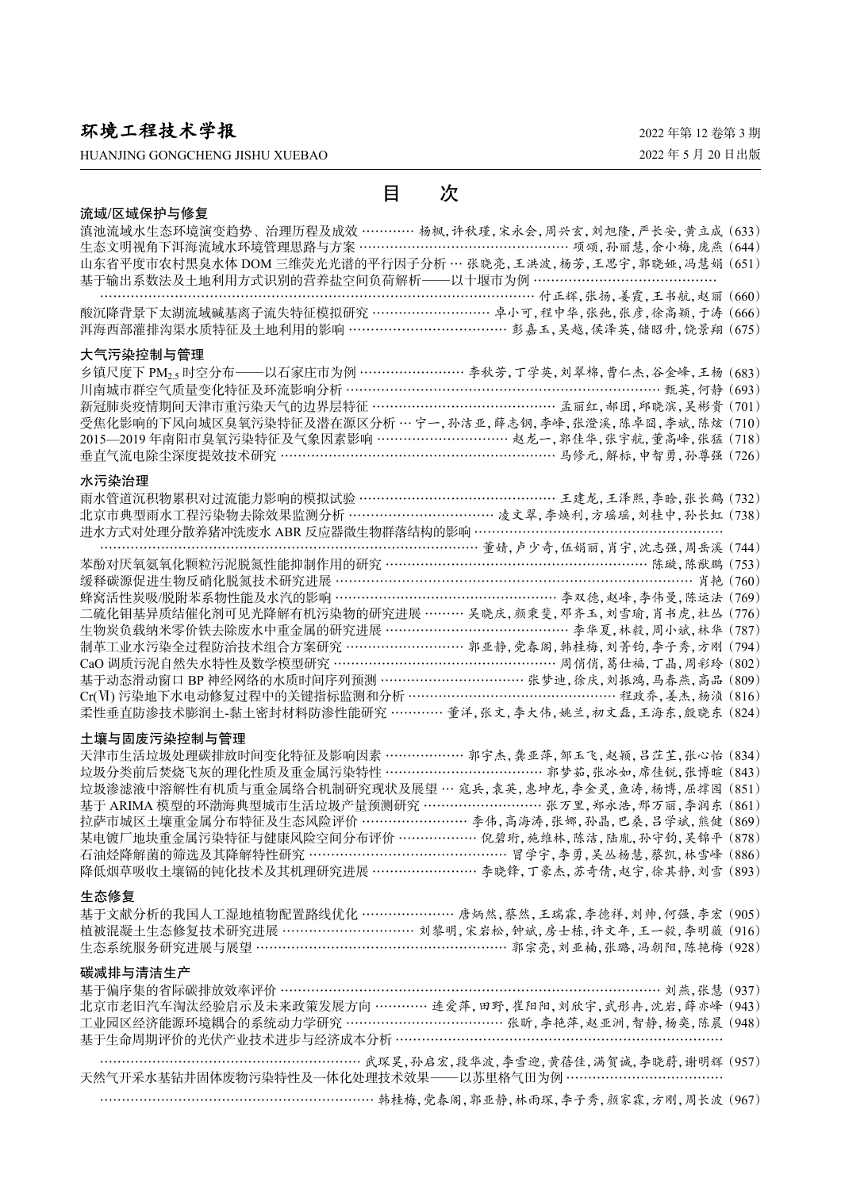# 环境工程技术学报

HUANJING GONGCHENG JISHU XUEBAO

2022 年第 12 卷第 3 期

2022 年 5 月 20 日出版

## 目　次

### 流域/区域保护与修复

滇池流域水生态环境演变趋势、治理历程及成效 ………… 杨枫,许秋瑾,宋永会,周兴玄,刘旭隆,严长安,黄立成（633）

生态文明视角下洱海流域水环境管理思路与方案 ……………………………………………… 项颂,孙丽慧,余小梅,庞燕（644）

山东省平度市农村黑臭水体 DOM 三维荧光光谱的平行因子分析 … 张晓亮,王洪波,杨芳,王思宇,郭晓娅,冯慧娟（651）

基于输出系数法及土地利用方式识别的营养盐空间负荷解析——以十堰市为例 …………………………………………………………………………………………………………………… 付正辉,张扬,姜霞,王书航,赵丽（660）

酸沉降背景下太湖流域碱基离子流失特征模拟研究 ………………………… 卓小可,程中华,张弛,张彦,徐高颖,于涛（666）

洱海西部灌排沟渠水质特征及土地利用的影响 ………………………………… 彭嘉玉,吴越,侯泽英,储昭升,饶景翔（675）

### 大气污染控制与管理

乡镇尺度下 $PM_{2.5}$ 时空分布——以石家庄市为例 …………………… 李秋芳,丁学英,刘翠棉,曹仁杰,谷金峰,王杨（683）

川南城市群空气质量变化特征及环流影响分析 …………………………………………………………………… 甄英,何静（693）

新冠肺炎疫情期间天津市重污染天气的边界层特征 …………………………………… 孟丽红,郝团,邱晓滨,吴彬贵（701）

受焦化影响的下风向城区臭氧污染特征及潜在源区分析 … 宁一,孙洁亚,薛志钢,李峰,张澄溪,陈卓圆,李斌,陈炫（710）

2015—2019 年南阳市臭氧污染特征及气象因素影响 ………………………… 赵龙一,郭佳华,张宇航,董高峰,张猛（718）

垂直气流电除尘深度提效技术研究 …………………………………………………………… 马修元,解标,申智勇,孙尊强（726）

### 水污染治理

雨水管道沉积物累积对过流能力影响的模拟试验 …………………………………………… 王建龙,王泽熙,李晗,张长鹤（732）

北京市典型雨水工程污染物去除效果监测分析 ……………………………… 凌文翠,李焕利,方瑶瑶,刘桂中,孙长虹（738）

进水方式对处理分散养猪冲洗废水 ABR 反应器微生物群落结构的影响 ……………………………………………………………………………………………………………… 董婧,卢少奇,伍娟丽,肖宇,沈志强,周岳溪（744）

苯酚对厌氧氨氧化颗粒污泥脱氮性能抑制作用的研究 ……………………………………………………………… 陈璇,陈猷鹏（753）

缓释碳源促进生物反硝化脱氮技术研究进展 ………………………………………………………………………………… 肖艳（760）

蜂窝活性炭吸/脱附苯系物性能及水汽的影响 ……………………………………………… 李双德,赵峰,李伟曼,陈运法（769）

二硫化钼基异质结催化剂可见光降解有机污染物的研究进展 ……… 吴晓庆,颜秉斐,邓齐玉,刘雪瑜,肖书虎,杜丛（776）

生物炭负载纳米零价铁去除废水中重金属的研究进展 ……………………………………… 李华夏,林毅,周小斌,林华（787）

制革工业水污染全过程防治技术组合方案研究 ……………………… 郭亚静,党春阁,韩桂梅,刘菁钧,李子秀,方刚（794）

CaO 调质污泥自然失水特性及数学模型研究 …………………………………………………… 周倩倩,葛仕福,丁晶,周彩玲（802）

基于动态滑动窗口 BP 神经网络的水质时间序列预测 ……………………………… 张梦迪,徐庆,刘振鸿,马春燕,高品（809）

Cr(Ⅵ) 污染地下水电动修复过程中的关键指标监测和分析 ………………………………………… 程政乔,姜杰,杨滇（816）

柔性垂直防渗技术膨润土-黏土密封材料防渗性能研究 ………… 董洋,张文,李大伟,姚兰,初文磊,王海东,殷晓东（824）

### 土壤与固废污染控制与管理

天津市生活垃圾处理碳排放时间变化特征及影响因素 ……………… 郭宇杰,龚亚萍,邹玉飞,赵颖,吕芷芏,张心怡（834）

垃圾分类前后焚烧飞灰的理化性质及重金属污染特性 ………………………………… 郭梦茹,张冰如,席佳锐,张博暄（843）

垃圾渗滤液中溶解性有机质与重金属络合机制研究现状及展望 … 寇兵,袁英,惠坤龙,李金灵,鱼涛,杨博,屈撑囤（851）

基于 ARIMA 模型的环渤海典型城市生活垃圾产量预测研究 ………………………… 张万里,郑永浩,邢万丽,李润东（861）

拉萨市城区土壤重金属分布特征及生态风险评价 …………………… 李伟,高海涛,张娜,孙晶,巴桑,吕学斌,熊健（869）

某电镀厂地块重金属污染特征与健康风险空间分布评价 ……………… 倪碧珩,施维林,陈洁,陆胤,孙守钧,吴锦平（878）

石油烃降解菌的筛选及其降解特性研究 ……………………………………………… 冒学宇,李勇,吴丛杨慧,蔡凯,林雪峰（886）

降低烟草吸收土壤镉的钝化技术及其机理研究进展 …………………… 李晓锋,丁豪杰,苏奇倩,赵宇,徐其静,刘雪（893）

### 生态修复

基于文献分析的我国人工湿地植物配置路线优化 ………………… 唐炳然,蔡然,王瑞霖,李德祥,刘帅,何强,李宏（905）

植被混凝土生态修复技术研究进展 ………………………… 刘黎明,宋岩松,钟斌,房士栋,许文年,王一毅,李明葳（916）

生态系统服务研究进展与展望 ………………………………………………………… 郭宗亮,刘亚楠,张璐,冯朝阳,陈艳梅（928）

### 碳减排与清洁生产

基于偏序集的省际碳排放效率评价 ………………………………………………………………………………… 刘燕,张慧（937）

北京市老旧汽车淘汰经验启示及未来政策发展方向 ………… 连爱萍,田野,崔阳阳,刘欣宇,武彤冉,沈岩,薛亦峰（943）

工业园区经济能源环境耦合的系统动力学研究 ……………………………… 张昕,李艳萍,赵亚洲,智静,杨奕,陈晨（948）

基于生命周期评价的光伏产业技术进步与经济成本分析 …………………………………………………………………………………………………………… 武琛昊,孙启宏,段华波,李雪迎,黄蓓佳,满贺诚,李晓蔚,谢明辉（957）

天然气开采水基钻井固体废物污染特性及一体化处理技术效果——以苏里格气田为例 ……………………………………………………………………………………………… 韩桂梅,党春阁,郭亚静,林雨琛,李子秀,颜家霖,方刚,周长波（967）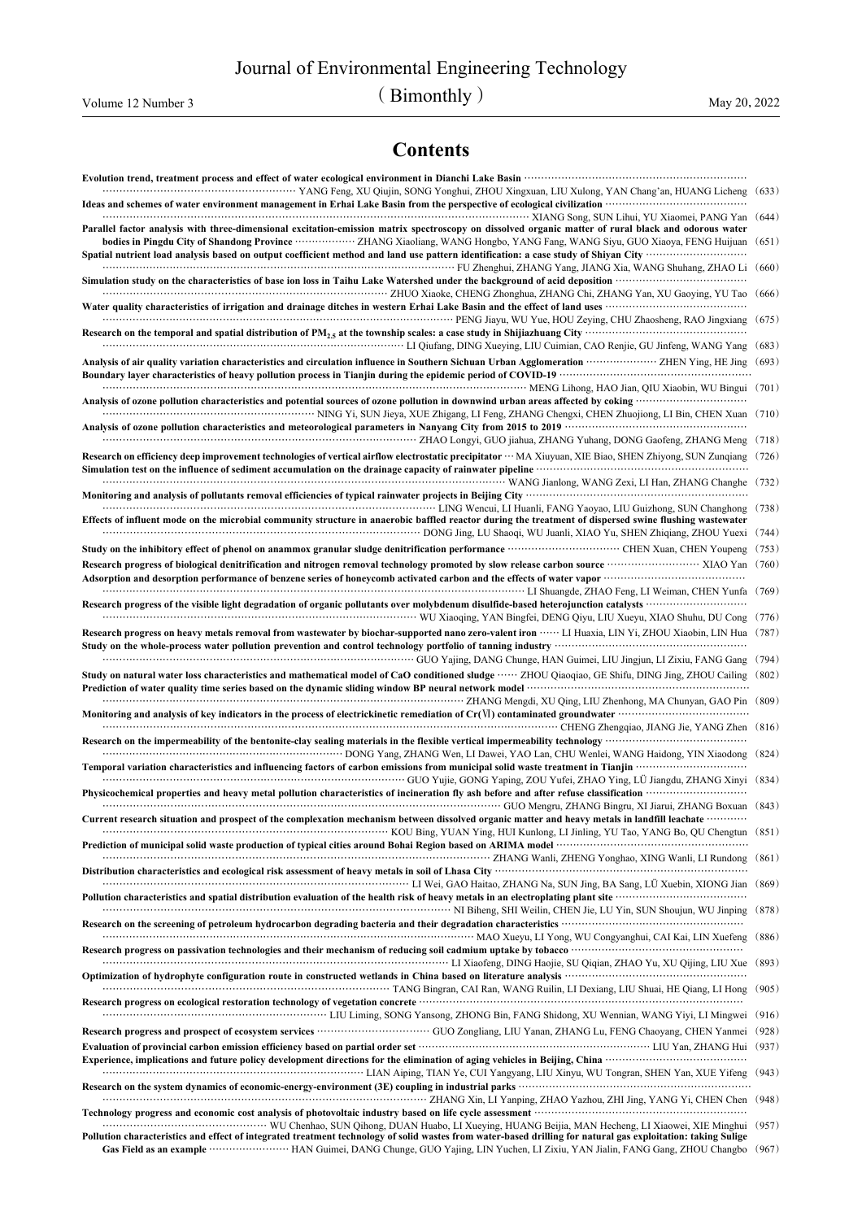# Journal of Environmental Engineering Technology

( Bimonthly )

Volume 12 Number 3 May 20, 2022

## Contents

**Evolution trend, treatment process and effect of water ecological environment in Dianchi Lake Basin** ······ YANG Feng, XU Qiujin, SONG Yonghui, ZHOU Xingxuan, LIU Xulong, YAN Chang'an, HUANG Licheng (633)

**Ideas and schemes of water environment management in Erhai Lake Basin from the perspective of ecological civilization** ······ XIANG Song, SUN Lihui, YU Xiaomei, PANG Yan (644)

**Parallel factor analysis with three-dimensional excitation-emission matrix spectroscopy on dissolved organic matter of rural black and odorous water bodies in Pingdu City of Shandong Province** ······ ZHANG Xiaoliang, WANG Hongbo, YANG Fang, WANG Siyu, GUO Xiaoya, FENG Huijuan (651)

**Spatial nutrient load analysis based on output coefficient method and land use pattern identification: a case study of Shiyan City** ······ FU Zhenghui, ZHANG Yang, JIANG Xia, WANG Shuhang, ZHAO Li (660)

**Simulation study on the characteristics of base ion loss in Taihu Lake Watershed under the background of acid deposition** ······ ZHUO Xiaoke, CHENG Zhonghua, ZHANG Chi, ZHANG Yan, XU Gaoying, YU Tao (666)

**Water quality characteristics of irrigation and drainage ditches in western Erhai Lake Basin and the effect of land uses** ······ PENG Jiayu, WU Yue, HOU Zeying, CHU Zhaosheng, RAO Jingxiang (675)

**Research on the temporal and spatial distribution of $PM_{2.5}$ at the township scales: a case study in Shijiazhuang City** ······ LI Qiufang, DING Xueying, LIU Cuimian, CAO Renjie, GU Jinfeng, WANG Yang (683)

**Analysis of air quality variation characteristics and circulation influence in Southern Sichuan Urban Agglomeration** ······ ZHEN Ying, HE Jing (693)

**Boundary layer characteristics of heavy pollution process in Tianjin during the epidemic period of COVID-19** ······ MENG Lihong, HAO Jian, QIU Xiaobin, WU Bingui (701)

**Analysis of ozone pollution characteristics and potential sources of ozone pollution in downwind urban areas affected by coking** ······ NING Yi, SUN Jieya, XUE Zhigang, LI Feng, ZHANG Chengxi, CHEN Zhuojiong, LI Bin, CHEN Xuan (710)

**Analysis of ozone pollution characteristics and meteorological parameters in Nanyang City from 2015 to 2019** ······ ZHAO Longyi, GUO jiahua, ZHANG Yuhang, DONG Gaofeng, ZHANG Meng (718)

**Research on efficiency deep improvement technologies of vertical airflow electrostatic precipitator** ··· MA Xiuyuan, XIE Biao, SHEN Zhiyong, SUN Zunqiang (726)

**Simulation test on the influence of sediment accumulation on the drainage capacity of rainwater pipeline** ······ WANG Jianlong, WANG Zexi, LI Han, ZHANG Changhe (732)

**Monitoring and analysis of pollutants removal efficiencies of typical rainwater projects in Beijing City** ······ LING Wencui, LI Huanli, FANG Yaoyao, LIU Guizhong, SUN Changhong (738)

**Effects of influent mode on the microbial community structure in anaerobic baffled reactor during the treatment of dispersed swine flushing wastewater** ······ DONG Jing, LU Shaoqi, WU Juanli, XIAO Yu, SHEN Zhiqiang, ZHOU Yuexi (744)

**Study on the inhibitory effect of phenol on anammox granular sludge denitrification performance** ······ CHEN Xuan, CHEN Youpeng (753)

**Research progress of biological denitrification and nitrogen removal technology promoted by slow release carbon source** ······ XIAO Yan (760)

**Adsorption and desorption performance of benzene series of honeycomb activated carbon and the effects of water vapor** ······ LI Shuangde, ZHAO Feng, LI Weiman, CHEN Yunfa (769)

**Research progress of the visible light degradation of organic pollutants over molybdenum disulfide-based heterojunction catalysts** ······ WU Xiaoqing, YAN Bingfei, DENG Qiyu, LIU Xueyu, XIAO Shuhu, DU Cong (776)

**Research progress on heavy metals removal from wastewater by biochar-supported nano zero-valent iron** ······ LI Huaxia, LIN Yi, ZHOU Xiaobin, LIN Hua (787)

**Study on the whole-process water pollution prevention and control technology portfolio of tanning industry** ······ GUO Yajing, DANG Chunge, HAN Guimei, LIU Jingjun, LI Zixiu, FANG Gang (794)

**Study on natural water loss characteristics and mathematical model of CaO conditioned sludge** ······ ZHOU Qiaoqiao, GE Shifu, DING Jing, ZHOU Cailing (802)

**Prediction of water quality time series based on the dynamic sliding window BP neural network model** ······ ZHANG Mengdi, XU Qing, LIU Zhenhong, MA Chunyan, GAO Pin (809)

**Monitoring and analysis of key indicators in the process of electrickinetic remediation of Cr(Ⅵ) contaminated groundwater** ······ CHENG Zhengqiao, JIANG Jie, YANG Zhen (816)

**Research on the impermeability of the bentonite-clay sealing materials in the flexible vertical impermeability technology** ······ DONG Yang, ZHANG Wen, LI Dawei, YAO Lan, CHU Wenlei, WANG Haidong, YIN Xiaodong (824)

**Temporal variation characteristics and influencing factors of carbon emissions from municipal solid waste treatment in Tianjin** ······ GUO Yujie, GONG Yaping, ZOU Yufei, ZHAO Ying, LÜ Jiangdu, ZHANG Xinyi (834)

**Physicochemical properties and heavy metal pollution characteristics of incineration fly ash before and after refuse classification** ······ GUO Mengru, ZHANG Bingru, XI Jiarui, ZHANG Boxuan (843)

**Current research situation and prospect of the complexation mechanism between dissolved organic matter and heavy metals in landfill leachate** ······ KOU Bing, YUAN Ying, HUI Kunlong, LI Jinling, YU Tao, YANG Bo, QU Chengtun (851)

**Prediction of municipal solid waste production of typical cities around Bohai Region based on ARIMA model** ······ ZHANG Wanli, ZHENG Yonghao, XING Wanli, LI Rundong (861)

**Distribution characteristics and ecological risk assessment of heavy metals in soil of Lhasa City** ······ LI Wei, GAO Haitao, ZHANG Na, SUN Jing, BA Sang, LÜ Xuebin, XIONG Jian (869)

**Pollution characteristics and spatial distribution evaluation of the health risk of heavy metals in an electroplating plant site** ······ NI Biheng, SHI Weilin, CHEN Jie, LU Yin, SUN Shoujun, WU Jinping (878)

**Research on the screening of petroleum hydrocarbon degrading bacteria and their degradation characteristics** ······ MAO Xueyu, LI Yong, WU Congyanghui, CAI Kai, LIN Xuefeng (886)

**Research progress on passivation technologies and their mechanism of reducing soil cadmium uptake by tobacco** ······ LI Xiaofeng, DING Haojie, SU Qiqian, ZHAO Yu, XU Qijing, LIU Xue (893)

**Optimization of hydrophyte configuration route in constructed wetlands in China based on literature analysis** ······ TANG Bingran, CAI Ran, WANG Ruilin, LI Dexiang, LIU Shuai, HE Qiang, LI Hong (905)

**Research progress on ecological restoration technology of vegetation concrete** ······ LIU Liming, SONG Yansong, ZHONG Bin, FANG Shidong, XU Wennian, WANG Yiyi, LI Mingwei (916)

**Research progress and prospect of ecosystem services** ······ GUO Zongliang, LIU Yanan, ZHANG Lu, FENG Chaoyang, CHEN Yanmei (928)

**Evaluation of provincial carbon emission efficiency based on partial order set** ······ LIU Yan, ZHANG Hui (937)

**Experience, implications and future policy development directions for the elimination of aging vehicles in Beijing, China** ······ LIAN Aiping, TIAN Ye, CUI Yangyang, LIU Xinyu, WU Tongran, SHEN Yan, XUE Yifeng (943)

**Research on the system dynamics of economic-energy-environment (3E) coupling in industrial parks** ······ ZHANG Xin, LI Yanping, ZHAO Yazhou, ZHI Jing, YANG Yi, CHEN Chen (948)

**Technology progress and economic cost analysis of photovoltaic industry based on life cycle assessment** ······ WU Chenhao, SUN Qihong, DUAN Huabo, LI Xueying, HUANG Beijia, MAN Hecheng, LI Xiaowei, XIE Minghui (957)

**Pollution characteristics and effect of integrated treatment technology of solid wastes from water-based drilling for natural gas exploitation: taking Sulige Gas Field as an example** ······ HAN Guimei, DANG Chunge, GUO Yajing, LIN Yuchen, LI Zixiu, YAN Jialin, FANG Gang, ZHOU Changbo (967)